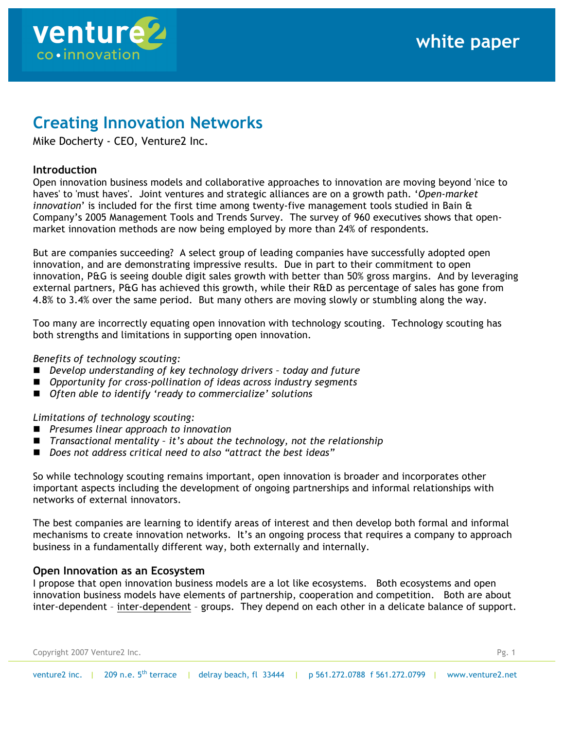# Creating Innovation Networks

Mike Docherty - CEO, Venture2 Inc.

## Introduction

Open innovation business models and collaborative approaches to innovation are moving beyond 'nice to haves' to 'must haves'. Joint ventures and strategic alliances are on a growth path. '*Open-market innovation*' is included for the first time among twenty-five management tools studied in Bain & Company's 2005 Management Tools and Trends Survey. The survey of 960 executives shows that open-market innovation methods are now being employed by more than 24% of respondents.

But are companies succeeding? A select group of leading companies have successfully adopted open innovation, and are demonstrating impressive results. Due in part to their commitment to open innovation, P&G is seeing double digit sales growth with better than 50% gross margins. And by leveraging external partners, P&G has achieved this growth, while their R&D as percentage of sales has gone from 4.8% to 3.4% over the same period. But many others are moving slowly or stumbling along the way.

Too many are incorrectly equating open innovation with technology scouting. Technology scouting has both strengths and limitations in supporting open innovation.

*Benefits of technology scouting:*

- *Develop understanding of key technology drivers – today and future*
- *Opportunity for cross-pollination of ideas across industry segments*
- *Often able to identify 'ready to commercialize' solutions*

*Limitations of technology scouting:*

- *Presumes linear approach to innovation*
- *Transactional mentality – it's about the technology, not the relationship*
- *Does not address critical need to also "attract the best ideas"*

So while technology scouting remains important, open innovation is broader and incorporates other important aspects including the development of ongoing partnerships and informal relationships with networks of external innovators.

The best companies are learning to identify areas of interest and then develop both formal and informal mechanisms to create innovation networks. It's an ongoing process that requires a company to approach business in a fundamentally different way, both externally and internally.

## Open Innovation as an Ecosystem

I propose that open innovation business models are a lot like ecosystems. Both ecosystems and open innovation business models have elements of partnership, cooperation and competition. Both are about inter-dependent – <u>inter-dependent</u> – groups. They depend on each other in a delicate balance of support.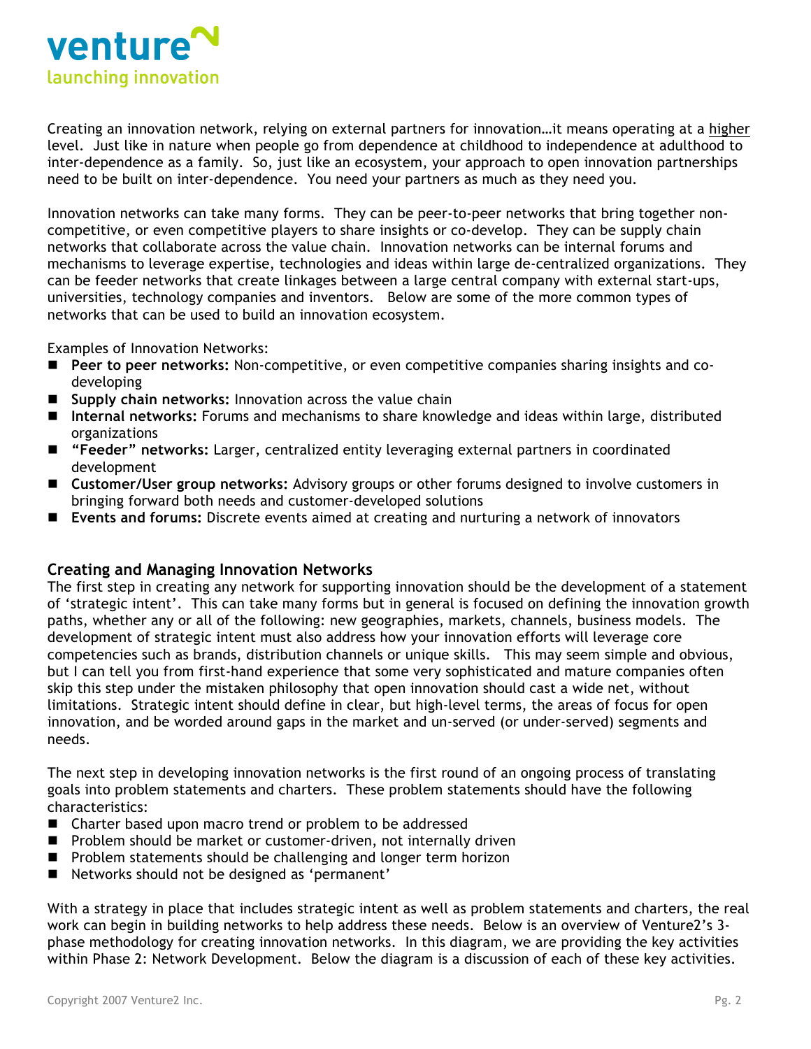Creating an innovation network, relying on external partners for innovation…it means operating at a higher level. Just like in nature when people go from dependence at childhood to independence at adulthood to inter-dependence as a family. So, just like an ecosystem, your approach to open innovation partnerships need to be built on inter-dependence. You need your partners as much as they need you.

Innovation networks can take many forms. They can be peer-to-peer networks that bring together non-competitive, or even competitive players to share insights or co-develop. They can be supply chain networks that collaborate across the value chain. Innovation networks can be internal forums and mechanisms to leverage expertise, technologies and ideas within large de-centralized organizations. They can be feeder networks that create linkages between a large central company with external start-ups, universities, technology companies and inventors. Below are some of the more common types of networks that can be used to build an innovation ecosystem.

Examples of Innovation Networks:

- **Peer to peer networks:** Non-competitive, or even competitive companies sharing insights and co-developing
- **Supply chain networks:** Innovation across the value chain
- **Internal networks:** Forums and mechanisms to share knowledge and ideas within large, distributed organizations
- **"Feeder" networks:** Larger, centralized entity leveraging external partners in coordinated development
- **Customer/User group networks:** Advisory groups or other forums designed to involve customers in bringing forward both needs and customer-developed solutions
- **Events and forums:** Discrete events aimed at creating and nurturing a network of innovators

## Creating and Managing Innovation Networks

The first step in creating any network for supporting innovation should be the development of a statement of 'strategic intent'. This can take many forms but in general is focused on defining the innovation growth paths, whether any or all of the following: new geographies, markets, channels, business models. The development of strategic intent must also address how your innovation efforts will leverage core competencies such as brands, distribution channels or unique skills. This may seem simple and obvious, but I can tell you from first-hand experience that some very sophisticated and mature companies often skip this step under the mistaken philosophy that open innovation should cast a wide net, without limitations. Strategic intent should define in clear, but high-level terms, the areas of focus for open innovation, and be worded around gaps in the market and un-served (or under-served) segments and needs.

The next step in developing innovation networks is the first round of an ongoing process of translating goals into problem statements and charters. These problem statements should have the following characteristics:

- Charter based upon macro trend or problem to be addressed
- Problem should be market or customer-driven, not internally driven
- Problem statements should be challenging and longer term horizon
- Networks should not be designed as 'permanent'

With a strategy in place that includes strategic intent as well as problem statements and charters, the real work can begin in building networks to help address these needs. Below is an overview of Venture2's 3-phase methodology for creating innovation networks. In this diagram, we are providing the key activities within Phase 2: Network Development. Below the diagram is a discussion of each of these key activities.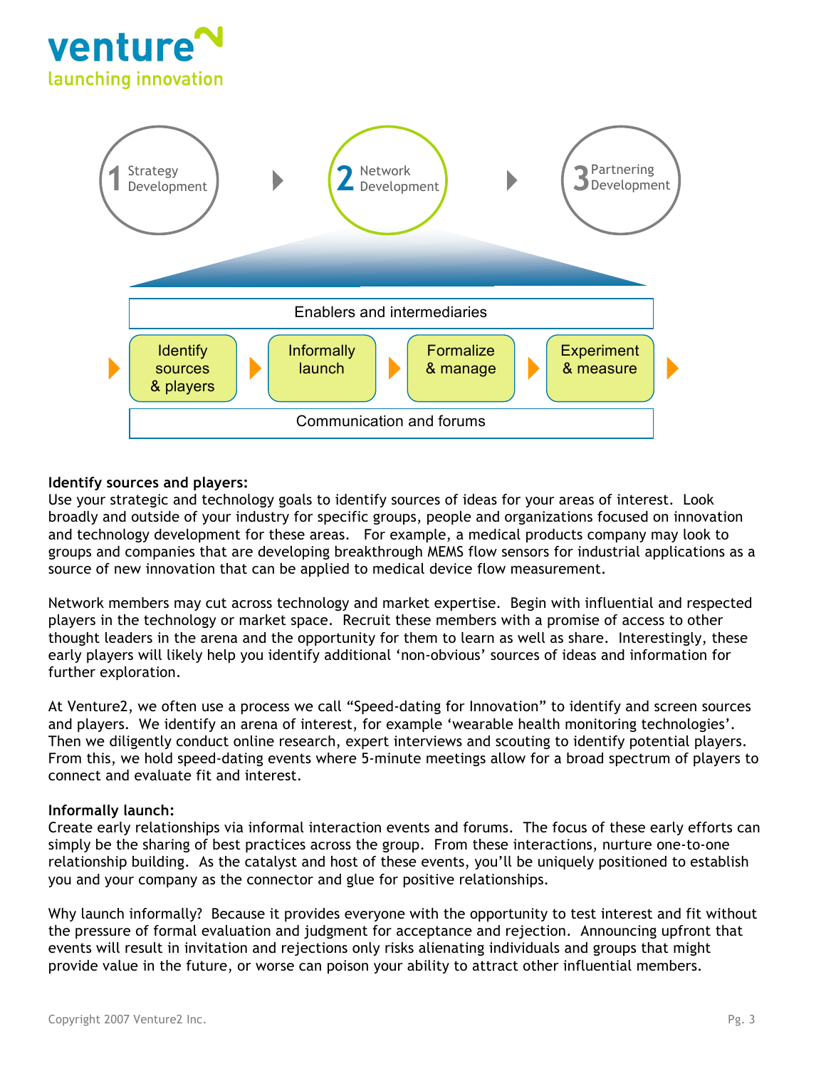**Identify sources and players:**
Use your strategic and technology goals to identify sources of ideas for your areas of interest. Look broadly and outside of your industry for specific groups, people and organizations focused on innovation and technology development for these areas. For example, a medical products company may look to groups and companies that are developing breakthrough MEMS flow sensors for industrial applications as a source of new innovation that can be applied to medical device flow measurement.

Network members may cut across technology and market expertise. Begin with influential and respected players in the technology or market space. Recruit these members with a promise of access to other thought leaders in the arena and the opportunity for them to learn as well as share. Interestingly, these early players will likely help you identify additional 'non-obvious' sources of ideas and information for further exploration.

At Venture2, we often use a process we call "Speed-dating for Innovation" to identify and screen sources and players. We identify an arena of interest, for example 'wearable health monitoring technologies'. Then we diligently conduct online research, expert interviews and scouting to identify potential players. From this, we hold speed-dating events where 5-minute meetings allow for a broad spectrum of players to connect and evaluate fit and interest.

**Informally launch:**
Create early relationships via informal interaction events and forums. The focus of these early efforts can simply be the sharing of best practices across the group. From these interactions, nurture one-to-one relationship building. As the catalyst and host of these events, you'll be uniquely positioned to establish you and your company as the connector and glue for positive relationships.

Why launch informally? Because it provides everyone with the opportunity to test interest and fit without the pressure of formal evaluation and judgment for acceptance and rejection. Announcing upfront that events will result in invitation and rejections only risks alienating individuals and groups that might provide value in the future, or worse can poison your ability to attract other influential members.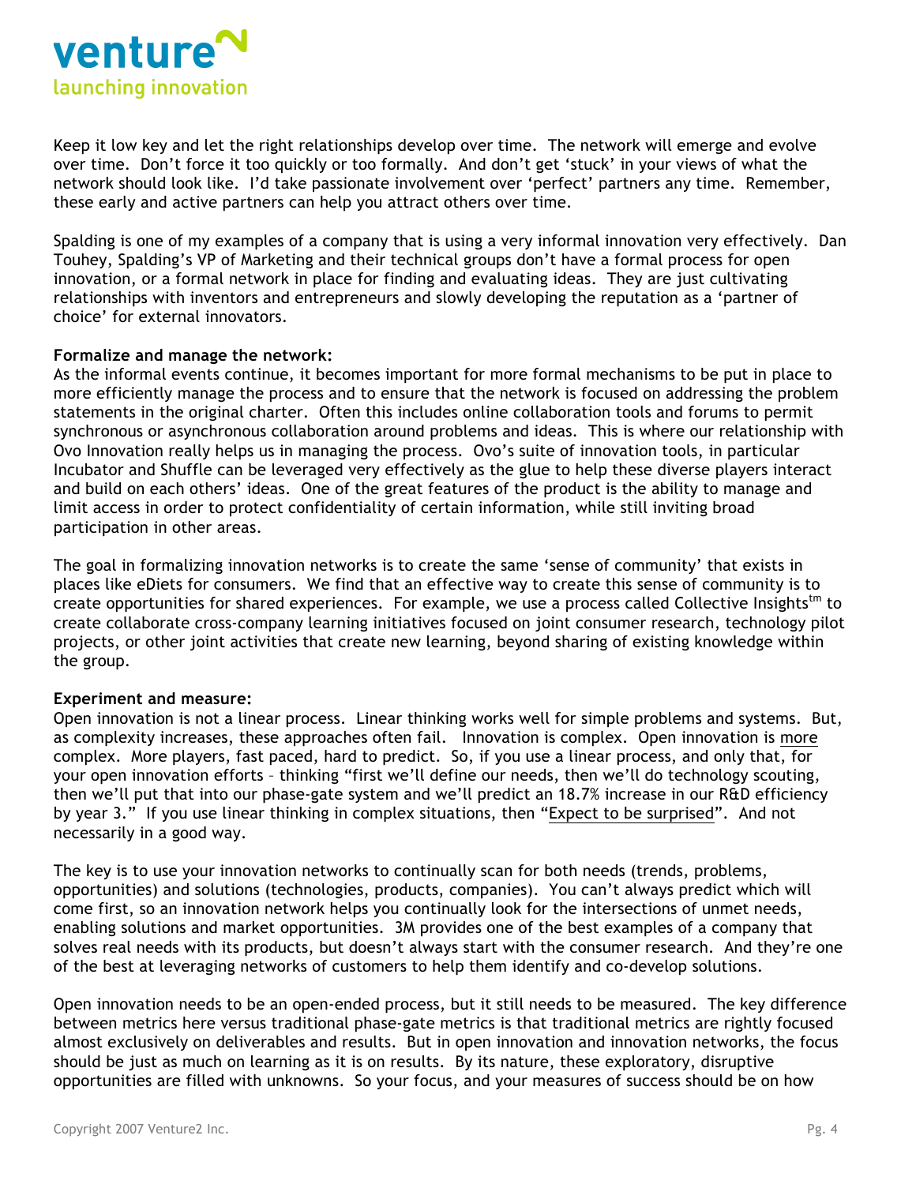Keep it low key and let the right relationships develop over time. The network will emerge and evolve over time. Don't force it too quickly or too formally. And don't get 'stuck' in your views of what the network should look like. I'd take passionate involvement over 'perfect' partners any time. Remember, these early and active partners can help you attract others over time.

Spalding is one of my examples of a company that is using a very informal innovation very effectively. Dan Touhey, Spalding's VP of Marketing and their technical groups don't have a formal process for open innovation, or a formal network in place for finding and evaluating ideas. They are just cultivating relationships with inventors and entrepreneurs and slowly developing the reputation as a 'partner of choice' for external innovators.

**Formalize and manage the network:**
As the informal events continue, it becomes important for more formal mechanisms to be put in place to more efficiently manage the process and to ensure that the network is focused on addressing the problem statements in the original charter. Often this includes online collaboration tools and forums to permit synchronous or asynchronous collaboration around problems and ideas. This is where our relationship with Ovo Innovation really helps us in managing the process. Ovo's suite of innovation tools, in particular Incubator and Shuffle can be leveraged very effectively as the glue to help these diverse players interact and build on each others' ideas. One of the great features of the product is the ability to manage and limit access in order to protect confidentiality of certain information, while still inviting broad participation in other areas.

The goal in formalizing innovation networks is to create the same 'sense of community' that exists in places like eDiets for consumers. We find that an effective way to create this sense of community is to create opportunities for shared experiences. For example, we use a process called Collective Insights™ to create collaborate cross-company learning initiatives focused on joint consumer research, technology pilot projects, or other joint activities that create new learning, beyond sharing of existing knowledge within the group.

**Experiment and measure:**
Open innovation is not a linear process. Linear thinking works well for simple problems and systems. But, as complexity increases, these approaches often fail. Innovation is complex. Open innovation is more complex. More players, fast paced, hard to predict. So, if you use a linear process, and only that, for your open innovation efforts – thinking "first we'll define our needs, then we'll do technology scouting, then we'll put that into our phase-gate system and we'll predict an 18.7% increase in our R&D efficiency by year 3." If you use linear thinking in complex situations, then "Expect to be surprised". And not necessarily in a good way.

The key is to use your innovation networks to continually scan for both needs (trends, problems, opportunities) and solutions (technologies, products, companies). You can't always predict which will come first, so an innovation network helps you continually look for the intersections of unmet needs, enabling solutions and market opportunities. 3M provides one of the best examples of a company that solves real needs with its products, but doesn't always start with the consumer research. And they're one of the best at leveraging networks of customers to help them identify and co-develop solutions.

Open innovation needs to be an open-ended process, but it still needs to be measured. The key difference between metrics here versus traditional phase-gate metrics is that traditional metrics are rightly focused almost exclusively on deliverables and results. But in open innovation and innovation networks, the focus should be just as much on learning as it is on results. By its nature, these exploratory, disruptive opportunities are filled with unknowns. So your focus, and your measures of success should be on how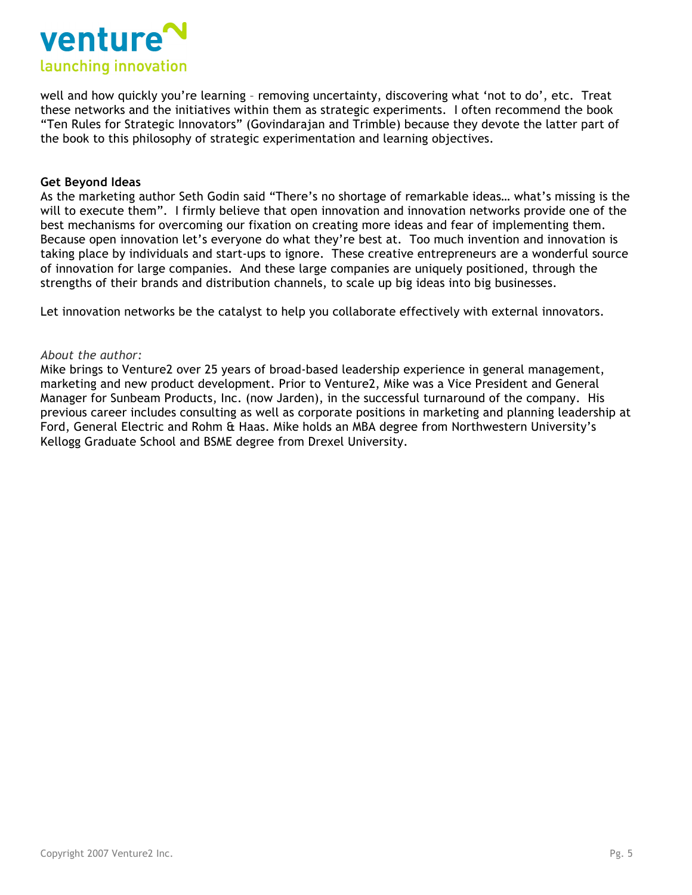well and how quickly you're learning – removing uncertainty, discovering what 'not to do', etc. Treat these networks and the initiatives within them as strategic experiments. I often recommend the book "Ten Rules for Strategic Innovators" (Govindarajan and Trimble) because they devote the latter part of the book to this philosophy of strategic experimentation and learning objectives.

**Get Beyond Ideas**

As the marketing author Seth Godin said "There's no shortage of remarkable ideas… what's missing is the will to execute them". I firmly believe that open innovation and innovation networks provide one of the best mechanisms for overcoming our fixation on creating more ideas and fear of implementing them. Because open innovation let's everyone do what they're best at. Too much invention and innovation is taking place by individuals and start-ups to ignore. These creative entrepreneurs are a wonderful source of innovation for large companies. And these large companies are uniquely positioned, through the strengths of their brands and distribution channels, to scale up big ideas into big businesses.

Let innovation networks be the catalyst to help you collaborate effectively with external innovators.

*About the author:*

Mike brings to Venture2 over 25 years of broad-based leadership experience in general management, marketing and new product development. Prior to Venture2, Mike was a Vice President and General Manager for Sunbeam Products, Inc. (now Jarden), in the successful turnaround of the company. His previous career includes consulting as well as corporate positions in marketing and planning leadership at Ford, General Electric and Rohm & Haas. Mike holds an MBA degree from Northwestern University's Kellogg Graduate School and BSME degree from Drexel University.